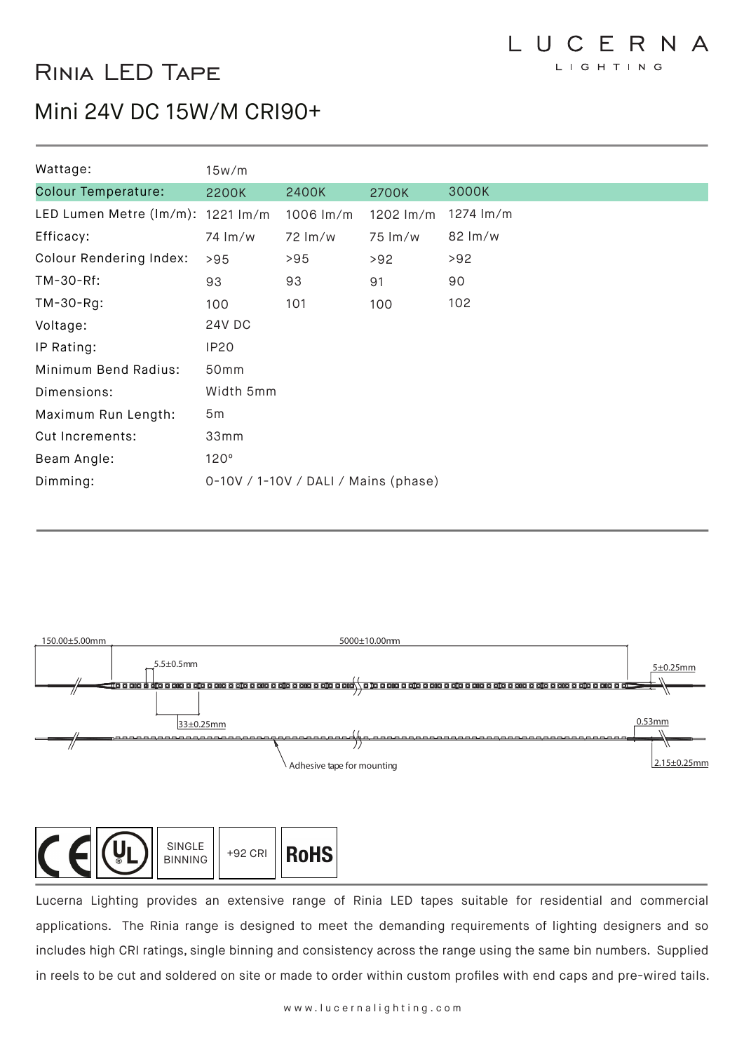# Rinia LED Tape

## Mini 24V DC 15W/M CRI90+

| Wattage: | 15w/m | | | |
|---|---|---|---|---|
| Colour Temperature: | 2200K | 2400K | 2700K | 3000K |
| LED Lumen Metre (lm/m): | 1221 lm/m | 1006 lm/m | 1202 lm/m | 1274 lm/m |
| Efficacy: | 74 lm/w | 72 lm/w | 75 lm/w | 82 lm/w |
| Colour Rendering Index: | >95 | >95 | >92 | >92 |
| TM-30-Rf: | 93 | 93 | 91 | 90 |
| TM-30-Rg: | 100 | 101 | 100 | 102 |
| Voltage: | 24V DC | | | |
| IP Rating: | IP20 | | | |
| Minimum Bend Radius: | 50mm | | | |
| Dimensions: | Width 5mm | | | |
| Maximum Run Length: | 5m | | | |
| Cut Increments: | 33mm | | | |
| Beam Angle: | 120° | | | |
| Dimming: | 0-10V / 1-10V / DALI / Mains (phase) | | | |

150.00±5.00mm

5000±10.00mm

5.5±0.5mm

5±0.25mm

33±0.25mm

0.53mm

Adhesive tape for mounting

2.15±0.25mm

SINGLE BINNING

+92 CRI

RoHS

Lucerna Lighting provides an extensive range of Rinia LED tapes suitable for residential and commercial applications. The Rinia range is designed to meet the demanding requirements of lighting designers and so includes high CRI ratings, single binning and consistency across the range using the same bin numbers. Supplied in reels to be cut and soldered on site or made to order within custom profiles with end caps and pre-wired tails.

www.lucernalighting.com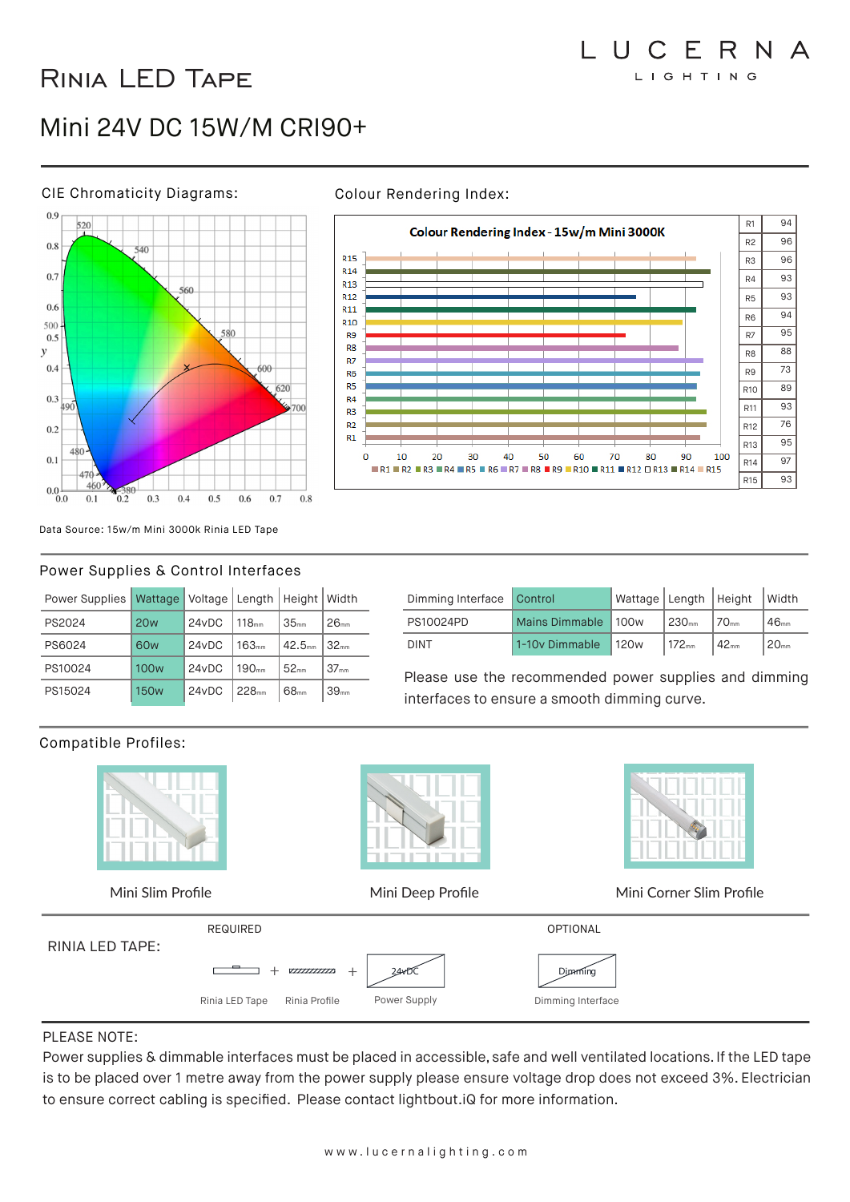LUCERNA LIGHTING

# Rinia LED Tape

## Mini 24V DC 15W/M CRI90+

### CIE Chromaticity Diagrams:

0.9
0.8
0.7
0.6
0.5
0.4
0.3
0.2
0.1
0.0
y
0.0 0.1 0.2 0.3 0.4 0.5 0.6 0.7 0.8
520 540 560 580 600 620 700 500 490 480 470 460 380

### Colour Rendering Index:

Colour Rendering Index - 15w/m Mini 3000K

R15 R14 R13 R12 R11 R10 R9 R8 R7 R6 R5 R4 R3 R2 R1
0 10 20 30 40 50 60 70 80 90 100
R1 R2 R3 R4 R5 R6 R7 R8 R9 R10 R11 R12 R13 R14 R15

| | |
|---|---|
| R1 | 94 |
| R2 | 96 |
| R3 | 96 |
| R4 | 93 |
| R5 | 93 |
| R6 | 94 |
| R7 | 95 |
| R8 | 88 |
| R9 | 73 |
| R10 | 89 |
| R11 | 93 |
| R12 | 76 |
| R13 | 95 |
| R14 | 97 |
| R15 | 93 |

Data Source: 15w/m Mini 3000k Rinia LED Tape

### Power Supplies & Control Interfaces

| Power Supplies | Wattage | Voltage | Length | Height | Width |
|---|---|---|---|---|---|
| PS2024 | 20w | 24vDC | 118mm | 35mm | 26mm |
| PS6024 | 60w | 24vDC | 163mm | 42.5mm | 32mm |
| PS10024 | 100w | 24vDC | 190mm | 52mm | 37mm |
| PS15024 | 150w | 24vDC | 228mm | 68mm | 39mm |

| Dimming Interface | Control | Wattage | Length | Height | Width |
|---|---|---|---|---|---|
| PS10024PD | Mains Dimmable | 100w | 230mm | 70mm | 46mm |
| DINT | 1-10v Dimmable | 120w | 172mm | 42mm | 20mm |

Please use the recommended power supplies and dimming interfaces to ensure a smooth dimming curve.

### Compatible Profiles:

Mini Slim Profile

Mini Deep Profile

Mini Corner Slim Profile

RINIA LED TAPE:

REQUIRED

Rinia LED Tape + Rinia Profile + 24vDC Power Supply

OPTIONAL

Dimming Dimming Interface

PLEASE NOTE:

Power supplies & dimmable interfaces must be placed in accessible, safe and well ventilated locations. If the LED tape is to be placed over 1 metre away from the power supply please ensure voltage drop does not exceed 3%. Electrician to ensure correct cabling is specified. Please contact lightbout.iQ for more information.

www.lucernalighting.com